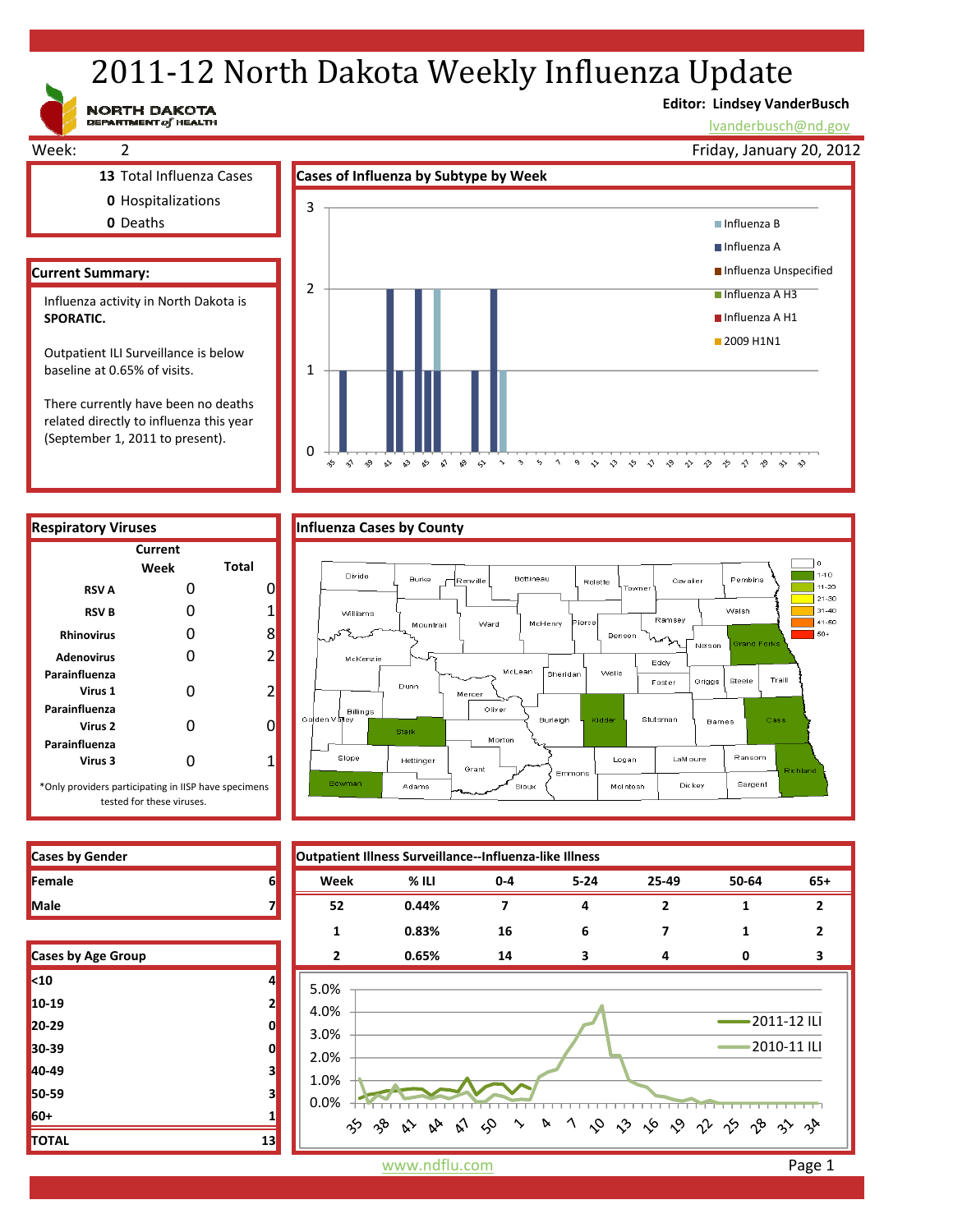# 2011-12 North Dakota Weekly Influenza Update

NORTH DAKOTA DEPARTMENT of HEALTH

**Editor: Lindsey VanderBusch**
lvanderbusch@nd.gov

Week: 2

Friday, January 20, 2012

**13** Total Influenza Cases
**0** Hospitalizations
**0** Deaths

## Current Summary:

Influenza activity in North Dakota is **SPORATIC.**

Outpatient ILI Surveillance is below baseline at 0.65% of visits.

There currently have been no deaths related directly to influenza this year (September 1, 2011 to present).

## Cases of Influenza by Subtype by Week

## Respiratory Viruses

| | Current Week | Total |
|---|---|---|
| RSV A | 0 | 0 |
| RSV B | 0 | 1 |
| Rhinovirus | 0 | 8 |
| Adenovirus | 0 | 2 |
| Parainfluenza Virus 1 | 0 | 2 |
| Parainfluenza Virus 2 | 0 | 0 |
| Parainfluenza Virus 3 | 0 | 1 |

*Only providers participating in IISP have specimens tested for these viruses.

## Influenza Cases by County

## Cases by Gender

| | |
|---|---|
| Female | 6 |
| Male | 7 |

## Cases by Age Group

| | |
|---|---|
| <10 | 4 |
| 10-19 | 2 |
| 20-29 | 0 |
| 30-39 | 0 |
| 40-49 | 3 |
| 50-59 | 3 |
| 60+ | 1 |
| TOTAL | 13 |

## Outpatient Illness Surveillance--Influenza-like Illness

| Week | % ILI | 0-4 | 5-24 | 25-49 | 50-64 | 65+ |
|---|---|---|---|---|---|---|
| 52 | 0.44% | 7 | 4 | 2 | 1 | 2 |
| 1 | 0.83% | 16 | 6 | 7 | 1 | 2 |
| 2 | 0.65% | 14 | 3 | 4 | 0 | 3 |

www.ndflu.com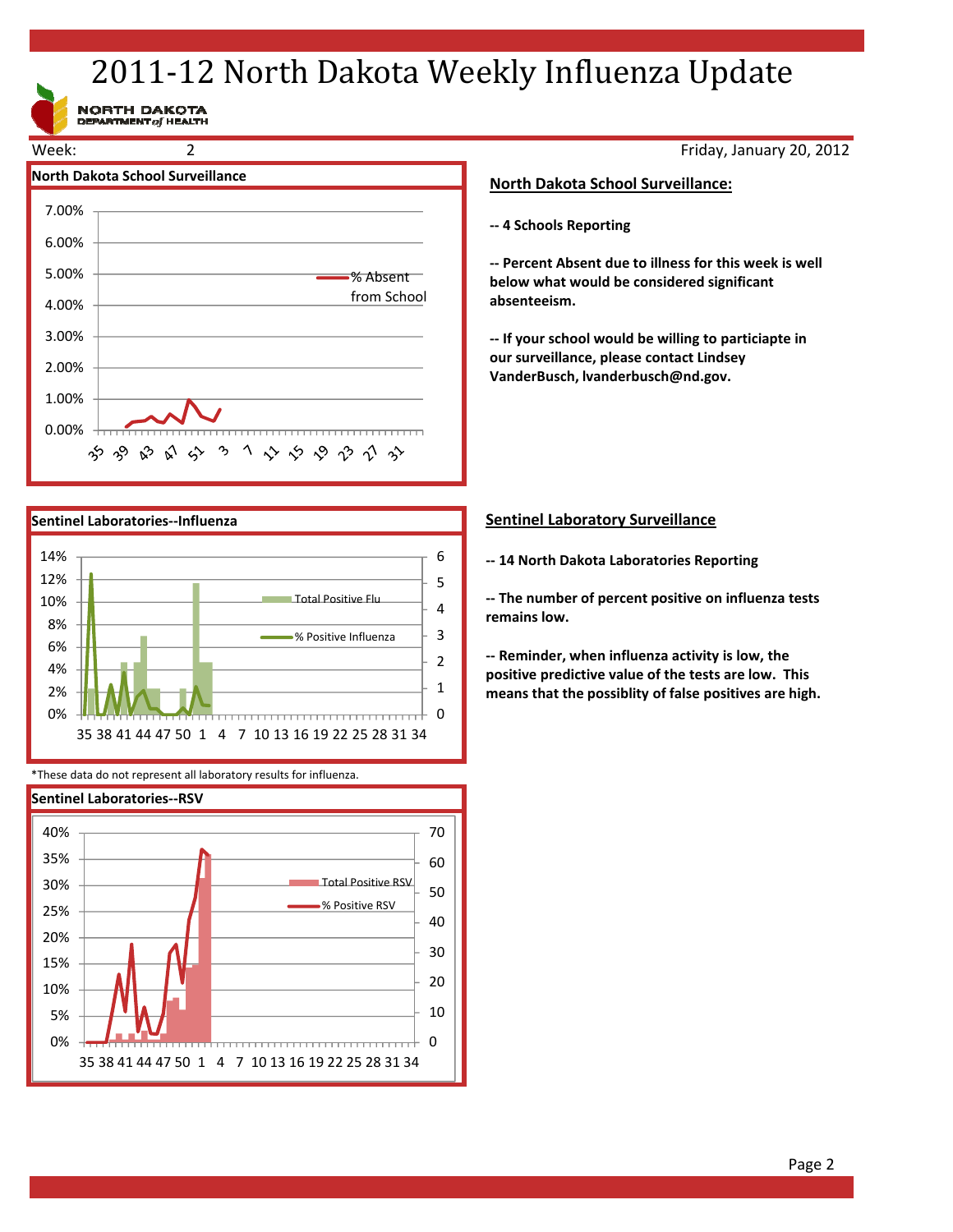# 2011-12 North Dakota Weekly Influenza Update

NORTH DAKOTA DEPARTMENT of HEALTH

Week: 2 Friday, January 20, 2012

**North Dakota School Surveillance**

**North Dakota School Surveillance:**

**-- 4 Schools Reporting**

**-- Percent Absent due to illness for this week is well below what would be considered significant absenteeism.**

**-- If your school would be willing to particiapte in our surveillance, please contact Lindsey VanderBusch, lvanderbusch@nd.gov.**

**Sentinel Laboratories--Influenza**

**Sentinel Laboratory Surveillance**

**-- 14 North Dakota Laboratories Reporting**

**-- The number of percent positive on influenza tests remains low.**

**-- Reminder, when influenza activity is low, the positive predictive value of the tests are low. This means that the possiblity of false positives are high.**

*These data do not represent all laboratory results for influenza.

**Sentinel Laboratories--RSV**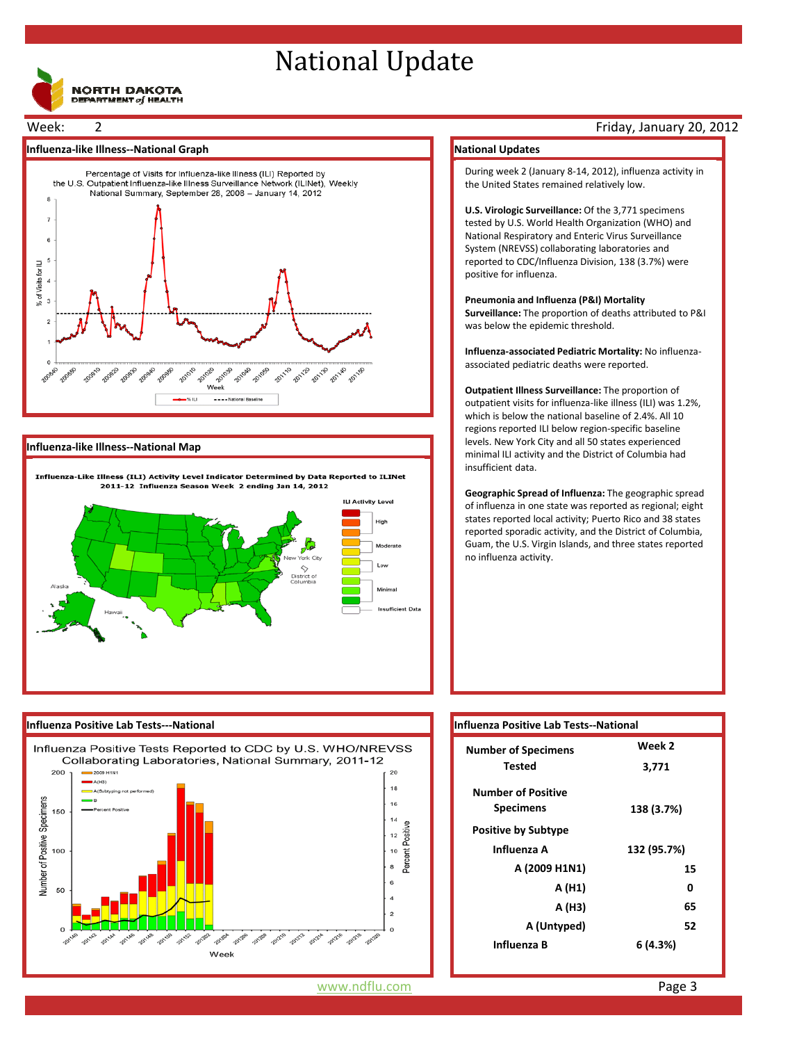# National Update

NORTH DAKOTA DEPARTMENT of HEALTH

Week: 2

Friday, January 20, 2012

## Influenza-like Illness--National Graph

Percentage of Visits for Influenza-like Illness (ILI) Reported by the U.S. Outpatient Influenza-like Illness Surveillance Network (ILINet), Weekly National Summary, September 28, 2008 – January 14, 2012

% of Visits for ILI

0
1
2
3
4
5
6
7
8

Week

200840 200850 200910 200920 200930 200940 200950 201010 201020 201030 201040 201050 201110 201120 201130 201140 201150

% ILI
National Baseline

## Influenza-like Illness--National Map

Influenza-Like Illness (ILI) Activity Level Indicator Determined by Data Reported to ILINet
2011-12 Influenza Season Week 2 ending Jan 14, 2012

ILI Activity Level
High
Moderate
Low
Minimal
Insufficient Data

New York City
District of Columbia
Alaska
Hawaii

## National Updates

During week 2 (January 8-14, 2012), influenza activity in the United States remained relatively low.

**U.S. Virologic Surveillance:** Of the 3,771 specimens tested by U.S. World Health Organization (WHO) and National Respiratory and Enteric Virus Surveillance System (NREVSS) collaborating laboratories and reported to CDC/Influenza Division, 138 (3.7%) were positive for influenza.

**Pneumonia and Influenza (P&I) Mortality Surveillance:** The proportion of deaths attributed to P&I was below the epidemic threshold.

**Influenza-associated Pediatric Mortality:** No influenza-associated pediatric deaths were reported.

**Outpatient Illness Surveillance:** The proportion of outpatient visits for influenza-like illness (ILI) was 1.2%, which is below the national baseline of 2.4%. All 10 regions reported ILI below region-specific baseline levels. New York City and all 50 states experienced minimal ILI activity and the District of Columbia had insufficient data.

**Geographic Spread of Influenza:** The geographic spread of influenza in one state was reported as regional; eight states reported local activity; Puerto Rico and 38 states reported sporadic activity, and the District of Columbia, Guam, the U.S. Virgin Islands, and three states reported no influenza activity.

## Influenza Positive Lab Tests---National

Influenza Positive Tests Reported to CDC by U.S. WHO/NREVSS Collaborating Laboratories, National Summary, 2011-12

Number of Positive Specimens

0
50
100
150
200

Percent Positive

0
2
4
6
8
10
12
14
16
18
20

2009 H1N1
A(H3)
A(Subtyping not performed)
B
Percent Positive

Week

201140 201142 201144 201146 201148 201150 201152 201202 201204 201206 201208 201210 201212 201214 201216 201218 201220

## Influenza Positive Lab Tests--National

| | Week 2 |
|---|---|
| **Number of Specimens Tested** | **3,771** |
| **Number of Positive Specimens** | **138 (3.7%)** |
| **Positive by Subtype** | |
| **Influenza A** | **132 (95.7%)** |
| **A (2009 H1N1)** | **15** |
| **A (H1)** | **0** |
| **A (H3)** | **65** |
| **A (Untyped)** | **52** |
| **Influenza B** | **6 (4.3%)** |

www.ndflu.com